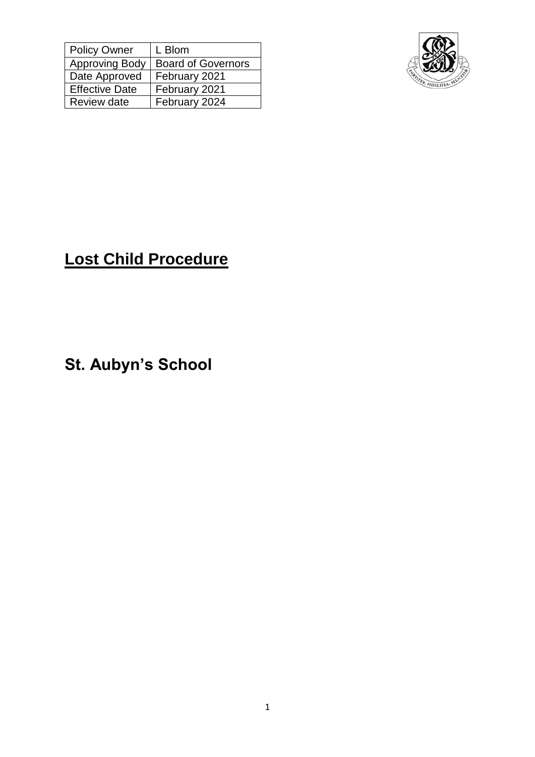| Policy Owner | L Blom |
|---|---|
| Approving Body | Board of Governors |
| Date Approved | February 2021 |
| Effective Date | February 2021 |
| Review date | February 2024 |

# **Lost Child Procedure**

## St. Aubyn's School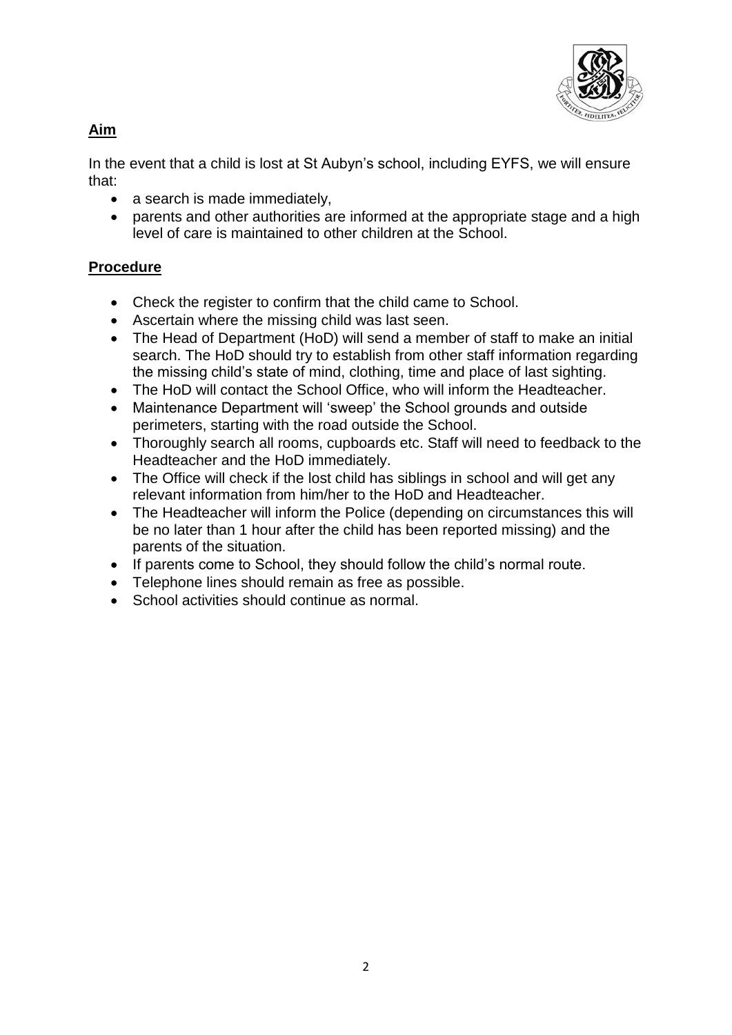## Aim

In the event that a child is lost at St Aubyn's school, including EYFS, we will ensure that:

- a search is made immediately,
- parents and other authorities are informed at the appropriate stage and a high level of care is maintained to other children at the School.

## Procedure

- Check the register to confirm that the child came to School.
- Ascertain where the missing child was last seen.
- The Head of Department (HoD) will send a member of staff to make an initial search. The HoD should try to establish from other staff information regarding the missing child's state of mind, clothing, time and place of last sighting.
- The HoD will contact the School Office, who will inform the Headteacher.
- Maintenance Department will 'sweep' the School grounds and outside perimeters, starting with the road outside the School.
- Thoroughly search all rooms, cupboards etc. Staff will need to feedback to the Headteacher and the HoD immediately.
- The Office will check if the lost child has siblings in school and will get any relevant information from him/her to the HoD and Headteacher.
- The Headteacher will inform the Police (depending on circumstances this will be no later than 1 hour after the child has been reported missing) and the parents of the situation.
- If parents come to School, they should follow the child's normal route.
- Telephone lines should remain as free as possible.
- School activities should continue as normal.